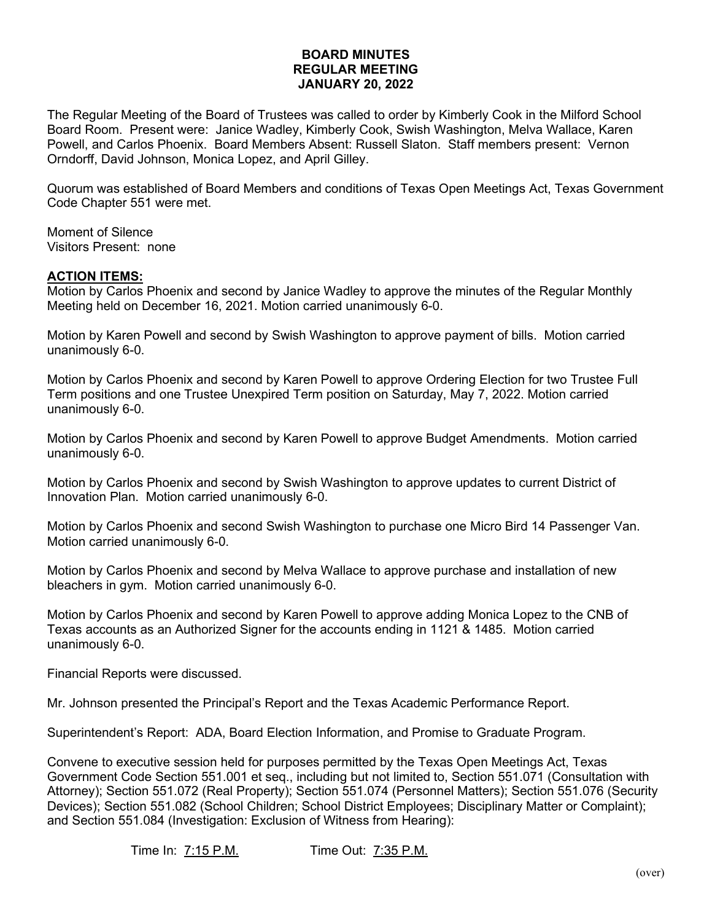**BOARD MINUTES**
**REGULAR MEETING**
**JANUARY 20, 2022**

The Regular Meeting of the Board of Trustees was called to order by Kimberly Cook in the Milford School Board Room. Present were: Janice Wadley, Kimberly Cook, Swish Washington, Melva Wallace, Karen Powell, and Carlos Phoenix. Board Members Absent: Russell Slaton. Staff members present: Vernon Orndorff, David Johnson, Monica Lopez, and April Gilley.

Quorum was established of Board Members and conditions of Texas Open Meetings Act, Texas Government Code Chapter 551 were met.

Moment of Silence
Visitors Present: none

**ACTION ITEMS:**

Motion by Carlos Phoenix and second by Janice Wadley to approve the minutes of the Regular Monthly Meeting held on December 16, 2021. Motion carried unanimously 6-0.

Motion by Karen Powell and second by Swish Washington to approve payment of bills. Motion carried unanimously 6-0.

Motion by Carlos Phoenix and second by Karen Powell to approve Ordering Election for two Trustee Full Term positions and one Trustee Unexpired Term position on Saturday, May 7, 2022. Motion carried unanimously 6-0.

Motion by Carlos Phoenix and second by Karen Powell to approve Budget Amendments. Motion carried unanimously 6-0.

Motion by Carlos Phoenix and second by Swish Washington to approve updates to current District of Innovation Plan. Motion carried unanimously 6-0.

Motion by Carlos Phoenix and second Swish Washington to purchase one Micro Bird 14 Passenger Van. Motion carried unanimously 6-0.

Motion by Carlos Phoenix and second by Melva Wallace to approve purchase and installation of new bleachers in gym. Motion carried unanimously 6-0.

Motion by Carlos Phoenix and second by Karen Powell to approve adding Monica Lopez to the CNB of Texas accounts as an Authorized Signer for the accounts ending in 1121 & 1485. Motion carried unanimously 6-0.

Financial Reports were discussed.

Mr. Johnson presented the Principal's Report and the Texas Academic Performance Report.

Superintendent's Report: ADA, Board Election Information, and Promise to Graduate Program.

Convene to executive session held for purposes permitted by the Texas Open Meetings Act, Texas Government Code Section 551.001 et seq., including but not limited to, Section 551.071 (Consultation with Attorney); Section 551.072 (Real Property); Section 551.074 (Personnel Matters); Section 551.076 (Security Devices); Section 551.082 (School Children; School District Employees; Disciplinary Matter or Complaint); and Section 551.084 (Investigation: Exclusion of Witness from Hearing):

Time In: 7:15 P.M. Time Out: 7:35 P.M.

(over)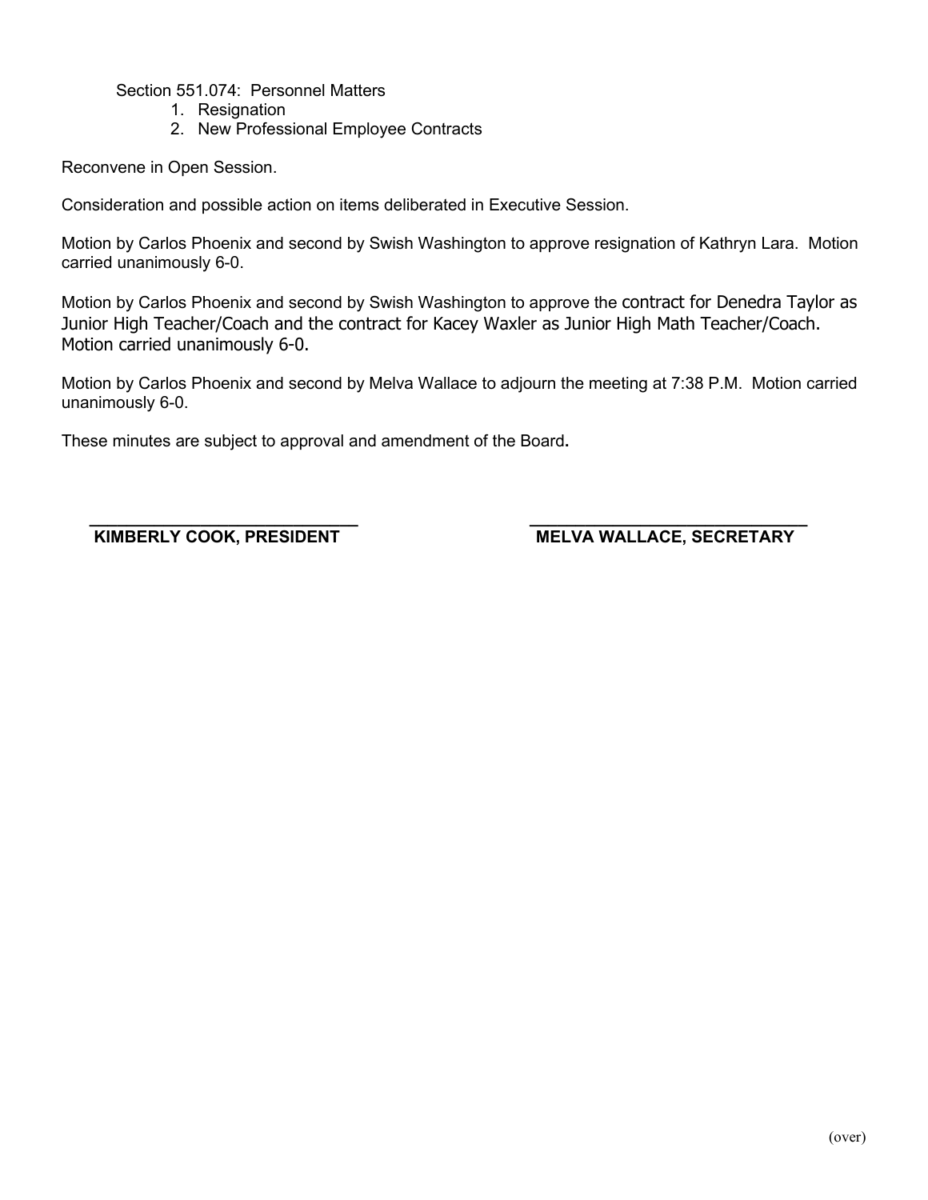Section 551.074: Personnel Matters

1. Resignation
2. New Professional Employee Contracts

Reconvene in Open Session.

Consideration and possible action on items deliberated in Executive Session.

Motion by Carlos Phoenix and second by Swish Washington to approve resignation of Kathryn Lara. Motion carried unanimously 6-0.

Motion by Carlos Phoenix and second by Swish Washington to approve the contract for Denedra Taylor as Junior High Teacher/Coach and the contract for Kacey Waxler as Junior High Math Teacher/Coach. Motion carried unanimously 6-0.

Motion by Carlos Phoenix and second by Melva Wallace to adjourn the meeting at 7:38 P.M. Motion carried unanimously 6-0.

These minutes are subject to approval and amendment of the Board.

\_\_\_\_\_\_\_\_\_\_\_\_\_\_\_\_\_\_\_\_\_\_\_\_\_\_\_\_\_\_
**KIMBERLY COOK, PRESIDENT**

\_\_\_\_\_\_\_\_\_\_\_\_\_\_\_\_\_\_\_\_\_\_\_\_\_\_\_\_\_\_
**MELVA WALLACE, SECRETARY**

(over)